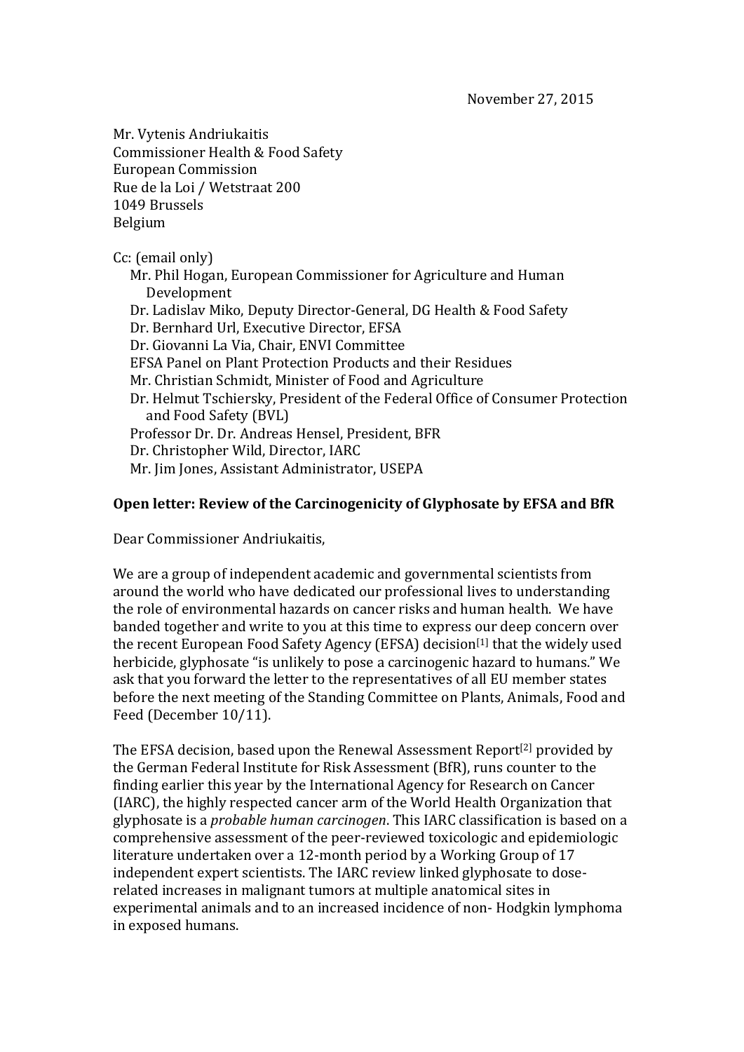November 27, 2015

Mr. Vytenis Andriukaitis
Commissioner Health & Food Safety
European Commission
Rue de la Loi / Wetstraat 200
1049 Brussels
Belgium

Cc: (email only)
- Mr. Phil Hogan, European Commissioner for Agriculture and Human Development
- Dr. Ladislav Miko, Deputy Director-General, DG Health & Food Safety
- Dr. Bernhard Url, Executive Director, EFSA
- Dr. Giovanni La Via, Chair, ENVI Committee
- EFSA Panel on Plant Protection Products and their Residues
- Mr. Christian Schmidt, Minister of Food and Agriculture
- Dr. Helmut Tschiersky, President of the Federal Office of Consumer Protection and Food Safety (BVL)
- Professor Dr. Dr. Andreas Hensel, President, BFR
- Dr. Christopher Wild, Director, IARC
- Mr. Jim Jones, Assistant Administrator, USEPA

**Open letter: Review of the Carcinogenicity of Glyphosate by EFSA and BfR**

Dear Commissioner Andriukaitis,

We are a group of independent academic and governmental scientists from around the world who have dedicated our professional lives to understanding the role of environmental hazards on cancer risks and human health. We have banded together and write to you at this time to express our deep concern over the recent European Food Safety Agency (EFSA) decision[1] that the widely used herbicide, glyphosate "is unlikely to pose a carcinogenic hazard to humans." We ask that you forward the letter to the representatives of all EU member states before the next meeting of the Standing Committee on Plants, Animals, Food and Feed (December 10/11).

The EFSA decision, based upon the Renewal Assessment Report[2] provided by the German Federal Institute for Risk Assessment (BfR), runs counter to the finding earlier this year by the International Agency for Research on Cancer (IARC), the highly respected cancer arm of the World Health Organization that glyphosate is a *probable human carcinogen*. This IARC classification is based on a comprehensive assessment of the peer-reviewed toxicologic and epidemiologic literature undertaken over a 12-month period by a Working Group of 17 independent expert scientists. The IARC review linked glyphosate to dose-related increases in malignant tumors at multiple anatomical sites in experimental animals and to an increased incidence of non- Hodgkin lymphoma in exposed humans.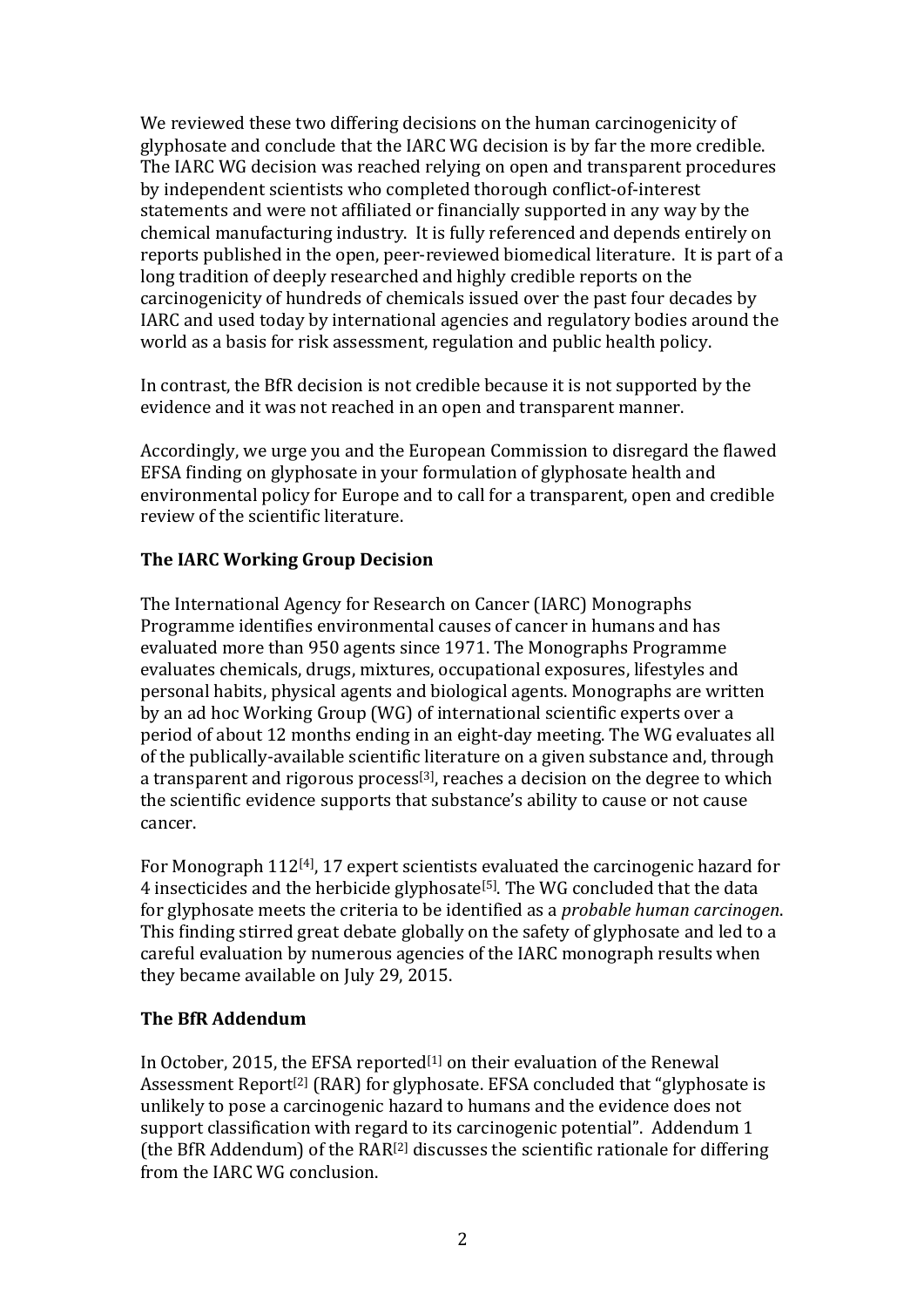We reviewed these two differing decisions on the human carcinogenicity of glyphosate and conclude that the IARC WG decision is by far the more credible. The IARC WG decision was reached relying on open and transparent procedures by independent scientists who completed thorough conflict-of-interest statements and were not affiliated or financially supported in any way by the chemical manufacturing industry. It is fully referenced and depends entirely on reports published in the open, peer-reviewed biomedical literature. It is part of a long tradition of deeply researched and highly credible reports on the carcinogenicity of hundreds of chemicals issued over the past four decades by IARC and used today by international agencies and regulatory bodies around the world as a basis for risk assessment, regulation and public health policy.

In contrast, the BfR decision is not credible because it is not supported by the evidence and it was not reached in an open and transparent manner.

Accordingly, we urge you and the European Commission to disregard the flawed EFSA finding on glyphosate in your formulation of glyphosate health and environmental policy for Europe and to call for a transparent, open and credible review of the scientific literature.

## The IARC Working Group Decision

The International Agency for Research on Cancer (IARC) Monographs Programme identifies environmental causes of cancer in humans and has evaluated more than 950 agents since 1971. The Monographs Programme evaluates chemicals, drugs, mixtures, occupational exposures, lifestyles and personal habits, physical agents and biological agents. Monographs are written by an ad hoc Working Group (WG) of international scientific experts over a period of about 12 months ending in an eight-day meeting. The WG evaluates all of the publically-available scientific literature on a given substance and, through a transparent and rigorous process[3], reaches a decision on the degree to which the scientific evidence supports that substance's ability to cause or not cause cancer.

For Monograph 112[4], 17 expert scientists evaluated the carcinogenic hazard for 4 insecticides and the herbicide glyphosate[5]. The WG concluded that the data for glyphosate meets the criteria to be identified as a *probable human carcinogen*. This finding stirred great debate globally on the safety of glyphosate and led to a careful evaluation by numerous agencies of the IARC monograph results when they became available on July 29, 2015.

## The BfR Addendum

In October, 2015, the EFSA reported[1] on their evaluation of the Renewal Assessment Report[2] (RAR) for glyphosate. EFSA concluded that "glyphosate is unlikely to pose a carcinogenic hazard to humans and the evidence does not support classification with regard to its carcinogenic potential". Addendum 1 (the BfR Addendum) of the RAR[2] discusses the scientific rationale for differing from the IARC WG conclusion.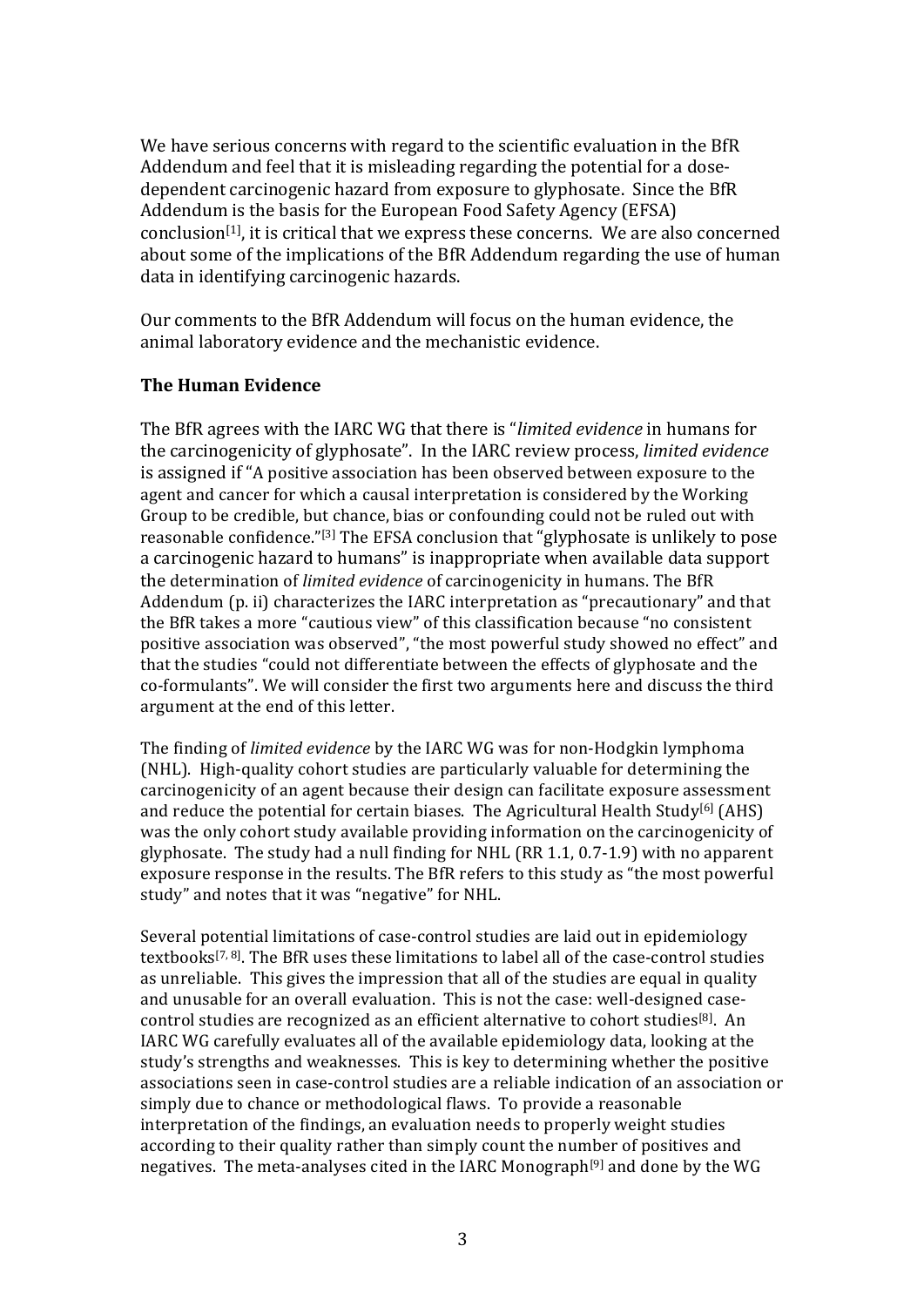We have serious concerns with regard to the scientific evaluation in the BfR Addendum and feel that it is misleading regarding the potential for a dose-dependent carcinogenic hazard from exposure to glyphosate. Since the BfR Addendum is the basis for the European Food Safety Agency (EFSA) conclusion[1], it is critical that we express these concerns. We are also concerned about some of the implications of the BfR Addendum regarding the use of human data in identifying carcinogenic hazards.

Our comments to the BfR Addendum will focus on the human evidence, the animal laboratory evidence and the mechanistic evidence.

**The Human Evidence**

The BfR agrees with the IARC WG that there is "*limited evidence* in humans for the carcinogenicity of glyphosate". In the IARC review process, *limited evidence* is assigned if "A positive association has been observed between exposure to the agent and cancer for which a causal interpretation is considered by the Working Group to be credible, but chance, bias or confounding could not be ruled out with reasonable confidence."[3] The EFSA conclusion that "glyphosate is unlikely to pose a carcinogenic hazard to humans" is inappropriate when available data support the determination of *limited evidence* of carcinogenicity in humans. The BfR Addendum (p. ii) characterizes the IARC interpretation as "precautionary" and that the BfR takes a more "cautious view" of this classification because "no consistent positive association was observed", "the most powerful study showed no effect" and that the studies "could not differentiate between the effects of glyphosate and the co-formulants". We will consider the first two arguments here and discuss the third argument at the end of this letter.

The finding of *limited evidence* by the IARC WG was for non-Hodgkin lymphoma (NHL). High-quality cohort studies are particularly valuable for determining the carcinogenicity of an agent because their design can facilitate exposure assessment and reduce the potential for certain biases. The Agricultural Health Study[6] (AHS) was the only cohort study available providing information on the carcinogenicity of glyphosate. The study had a null finding for NHL (RR 1.1, 0.7-1.9) with no apparent exposure response in the results. The BfR refers to this study as "the most powerful study" and notes that it was "negative" for NHL.

Several potential limitations of case-control studies are laid out in epidemiology textbooks[7, 8]. The BfR uses these limitations to label all of the case-control studies as unreliable. This gives the impression that all of the studies are equal in quality and unusable for an overall evaluation. This is not the case: well-designed case-control studies are recognized as an efficient alternative to cohort studies[8]. An IARC WG carefully evaluates all of the available epidemiology data, looking at the study's strengths and weaknesses. This is key to determining whether the positive associations seen in case-control studies are a reliable indication of an association or simply due to chance or methodological flaws. To provide a reasonable interpretation of the findings, an evaluation needs to properly weight studies according to their quality rather than simply count the number of positives and negatives. The meta-analyses cited in the IARC Monograph[9] and done by the WG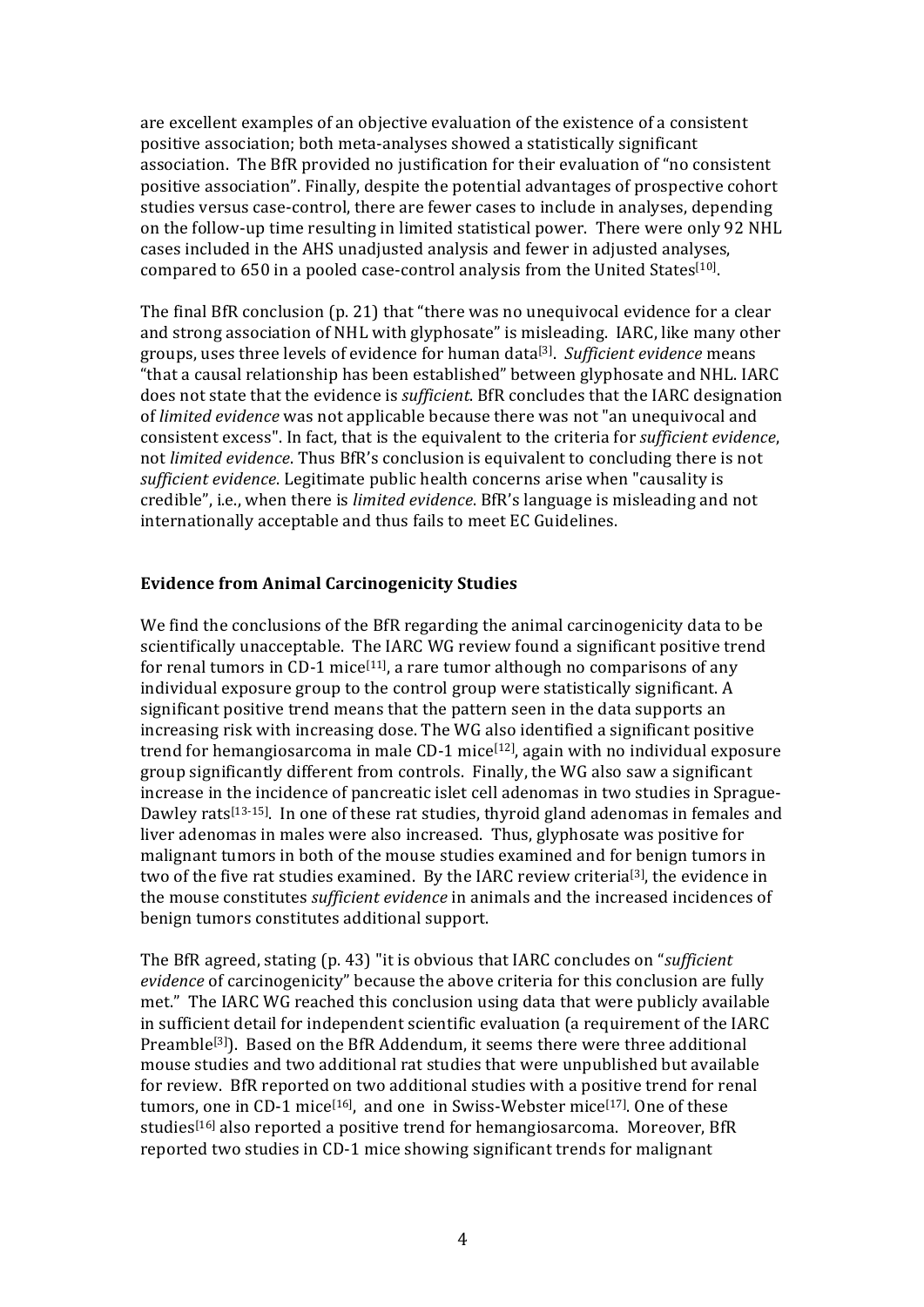are excellent examples of an objective evaluation of the existence of a consistent positive association; both meta-analyses showed a statistically significant association. The BfR provided no justification for their evaluation of "no consistent positive association". Finally, despite the potential advantages of prospective cohort studies versus case-control, there are fewer cases to include in analyses, depending on the follow-up time resulting in limited statistical power. There were only 92 NHL cases included in the AHS unadjusted analysis and fewer in adjusted analyses, compared to 650 in a pooled case-control analysis from the United States[10].

The final BfR conclusion (p. 21) that "there was no unequivocal evidence for a clear and strong association of NHL with glyphosate" is misleading. IARC, like many other groups, uses three levels of evidence for human data[3]. *Sufficient evidence* means "that a causal relationship has been established" between glyphosate and NHL. IARC does not state that the evidence is *sufficient*. BfR concludes that the IARC designation of *limited evidence* was not applicable because there was not "an unequivocal and consistent excess". In fact, that is the equivalent to the criteria for *sufficient evidence*, not *limited evidence*. Thus BfR's conclusion is equivalent to concluding there is not *sufficient evidence*. Legitimate public health concerns arise when "causality is credible", i.e., when there is *limited evidence*. BfR's language is misleading and not internationally acceptable and thus fails to meet EC Guidelines.

## Evidence from Animal Carcinogenicity Studies

We find the conclusions of the BfR regarding the animal carcinogenicity data to be scientifically unacceptable. The IARC WG review found a significant positive trend for renal tumors in CD-1 mice[11], a rare tumor although no comparisons of any individual exposure group to the control group were statistically significant. A significant positive trend means that the pattern seen in the data supports an increasing risk with increasing dose. The WG also identified a significant positive trend for hemangiosarcoma in male CD-1 mice[12], again with no individual exposure group significantly different from controls. Finally, the WG also saw a significant increase in the incidence of pancreatic islet cell adenomas in two studies in Sprague-Dawley rats[13-15]. In one of these rat studies, thyroid gland adenomas in females and liver adenomas in males were also increased. Thus, glyphosate was positive for malignant tumors in both of the mouse studies examined and for benign tumors in two of the five rat studies examined. By the IARC review criteria[3], the evidence in the mouse constitutes *sufficient evidence* in animals and the increased incidences of benign tumors constitutes additional support.

The BfR agreed, stating (p. 43) "it is obvious that IARC concludes on "*sufficient evidence* of carcinogenicity" because the above criteria for this conclusion are fully met." The IARC WG reached this conclusion using data that were publicly available in sufficient detail for independent scientific evaluation (a requirement of the IARC Preamble[3]). Based on the BfR Addendum, it seems there were three additional mouse studies and two additional rat studies that were unpublished but available for review. BfR reported on two additional studies with a positive trend for renal tumors, one in CD-1 mice[16], and one in Swiss-Webster mice[17]. One of these studies[16] also reported a positive trend for hemangiosarcoma. Moreover, BfR reported two studies in CD-1 mice showing significant trends for malignant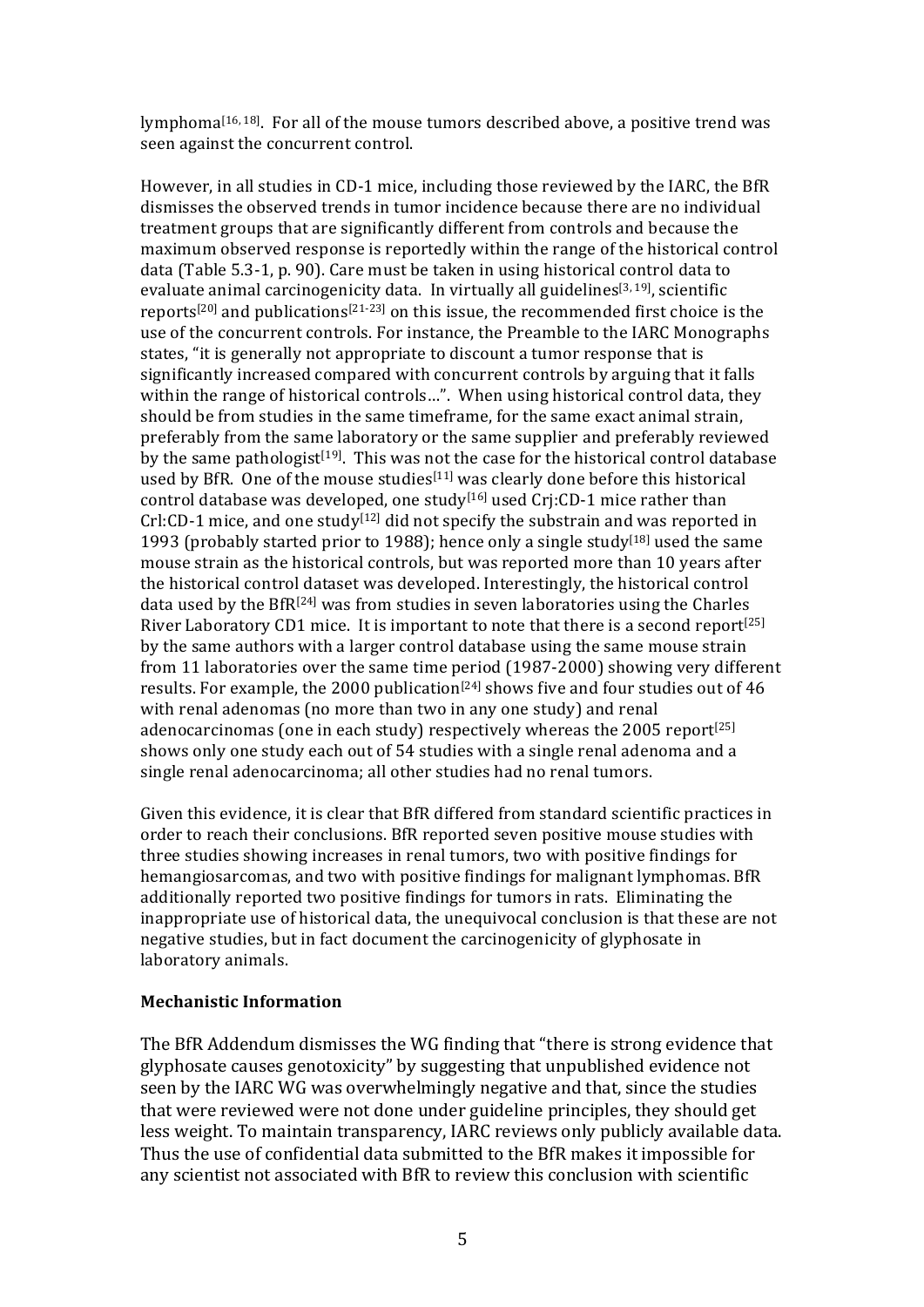lymphoma[16, 18]. For all of the mouse tumors described above, a positive trend was seen against the concurrent control.

However, in all studies in CD-1 mice, including those reviewed by the IARC, the BfR dismisses the observed trends in tumor incidence because there are no individual treatment groups that are significantly different from controls and because the maximum observed response is reportedly within the range of the historical control data (Table 5.3-1, p. 90). Care must be taken in using historical control data to evaluate animal carcinogenicity data. In virtually all guidelines[3, 19], scientific reports[20] and publications[21-23] on this issue, the recommended first choice is the use of the concurrent controls. For instance, the Preamble to the IARC Monographs states, "it is generally not appropriate to discount a tumor response that is significantly increased compared with concurrent controls by arguing that it falls within the range of historical controls…". When using historical control data, they should be from studies in the same timeframe, for the same exact animal strain, preferably from the same laboratory or the same supplier and preferably reviewed by the same pathologist[19]. This was not the case for the historical control database used by BfR. One of the mouse studies[11] was clearly done before this historical control database was developed, one study[16] used Crj:CD-1 mice rather than Crl:CD-1 mice, and one study[12] did not specify the substrain and was reported in 1993 (probably started prior to 1988); hence only a single study[18] used the same mouse strain as the historical controls, but was reported more than 10 years after the historical control dataset was developed. Interestingly, the historical control data used by the BfR[24] was from studies in seven laboratories using the Charles River Laboratory CD1 mice. It is important to note that there is a second report[25] by the same authors with a larger control database using the same mouse strain from 11 laboratories over the same time period (1987-2000) showing very different results. For example, the 2000 publication[24] shows five and four studies out of 46 with renal adenomas (no more than two in any one study) and renal adenocarcinomas (one in each study) respectively whereas the 2005 report[25] shows only one study each out of 54 studies with a single renal adenoma and a single renal adenocarcinoma; all other studies had no renal tumors.

Given this evidence, it is clear that BfR differed from standard scientific practices in order to reach their conclusions. BfR reported seven positive mouse studies with three studies showing increases in renal tumors, two with positive findings for hemangiosarcomas, and two with positive findings for malignant lymphomas. BfR additionally reported two positive findings for tumors in rats. Eliminating the inappropriate use of historical data, the unequivocal conclusion is that these are not negative studies, but in fact document the carcinogenicity of glyphosate in laboratory animals.

**Mechanistic Information**

The BfR Addendum dismisses the WG finding that "there is strong evidence that glyphosate causes genotoxicity" by suggesting that unpublished evidence not seen by the IARC WG was overwhelmingly negative and that, since the studies that were reviewed were not done under guideline principles, they should get less weight. To maintain transparency, IARC reviews only publicly available data. Thus the use of confidential data submitted to the BfR makes it impossible for any scientist not associated with BfR to review this conclusion with scientific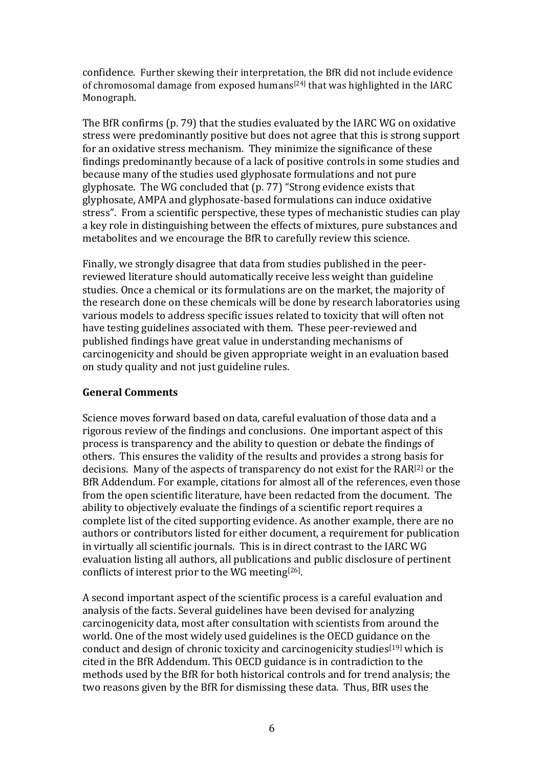confidence. Further skewing their interpretation, the BfR did not include evidence of chromosomal damage from exposed humans[24] that was highlighted in the IARC Monograph.

The BfR confirms (p. 79) that the studies evaluated by the IARC WG on oxidative stress were predominantly positive but does not agree that this is strong support for an oxidative stress mechanism. They minimize the significance of these findings predominantly because of a lack of positive controls in some studies and because many of the studies used glyphosate formulations and not pure glyphosate. The WG concluded that (p. 77) "Strong evidence exists that glyphosate, AMPA and glyphosate-based formulations can induce oxidative stress". From a scientific perspective, these types of mechanistic studies can play a key role in distinguishing between the effects of mixtures, pure substances and metabolites and we encourage the BfR to carefully review this science.

Finally, we strongly disagree that data from studies published in the peer-reviewed literature should automatically receive less weight than guideline studies. Once a chemical or its formulations are on the market, the majority of the research done on these chemicals will be done by research laboratories using various models to address specific issues related to toxicity that will often not have testing guidelines associated with them. These peer-reviewed and published findings have great value in understanding mechanisms of carcinogenicity and should be given appropriate weight in an evaluation based on study quality and not just guideline rules.

**General Comments**

Science moves forward based on data, careful evaluation of those data and a rigorous review of the findings and conclusions. One important aspect of this process is transparency and the ability to question or debate the findings of others. This ensures the validity of the results and provides a strong basis for decisions. Many of the aspects of transparency do not exist for the RAR[2] or the BfR Addendum. For example, citations for almost all of the references, even those from the open scientific literature, have been redacted from the document. The ability to objectively evaluate the findings of a scientific report requires a complete list of the cited supporting evidence. As another example, there are no authors or contributors listed for either document, a requirement for publication in virtually all scientific journals. This is in direct contrast to the IARC WG evaluation listing all authors, all publications and public disclosure of pertinent conflicts of interest prior to the WG meeting[26].

A second important aspect of the scientific process is a careful evaluation and analysis of the facts. Several guidelines have been devised for analyzing carcinogenicity data, most after consultation with scientists from around the world. One of the most widely used guidelines is the OECD guidance on the conduct and design of chronic toxicity and carcinogenicity studies[19] which is cited in the BfR Addendum. This OECD guidance is in contradiction to the methods used by the BfR for both historical controls and for trend analysis; the two reasons given by the BfR for dismissing these data. Thus, BfR uses the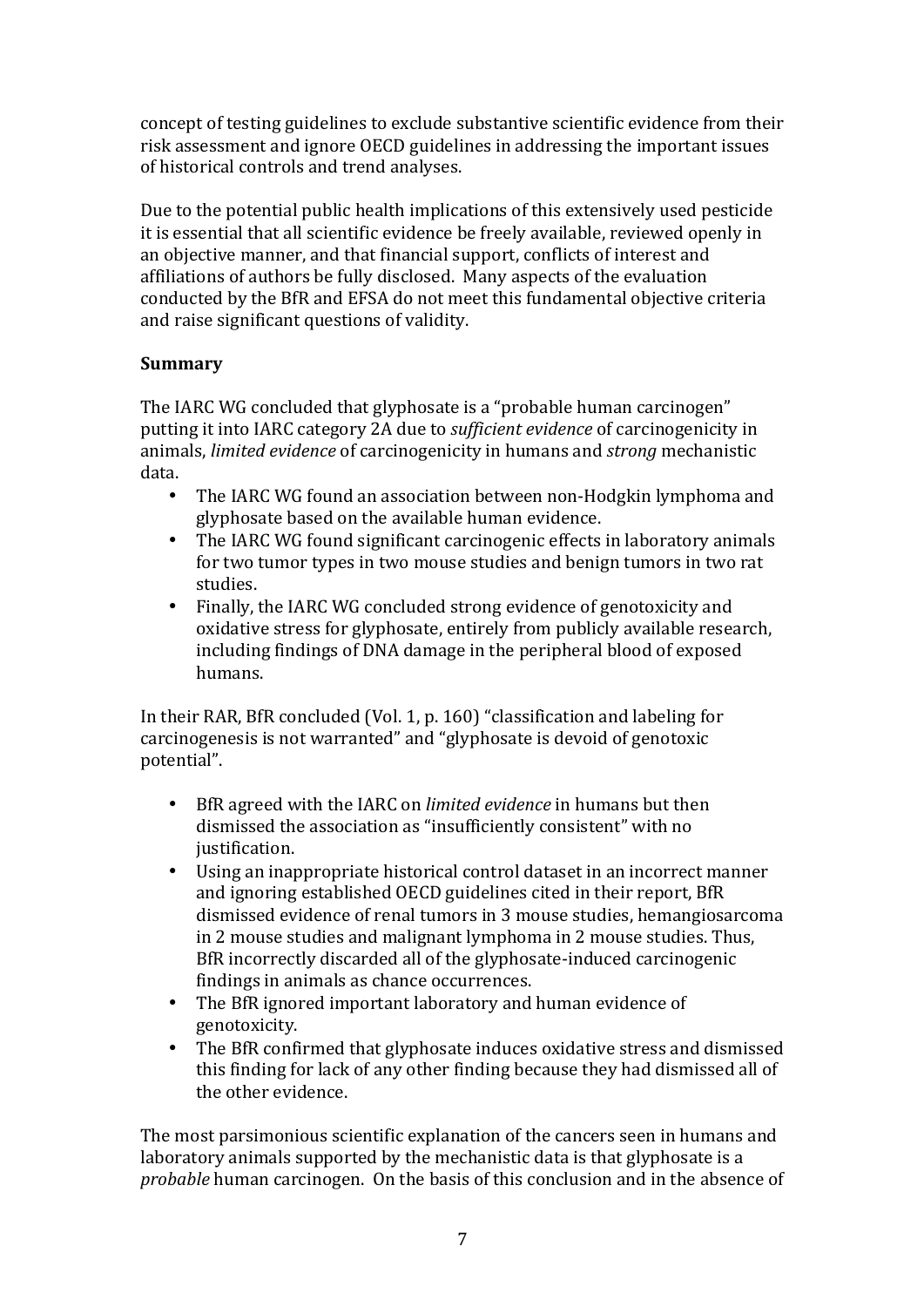concept of testing guidelines to exclude substantive scientific evidence from their risk assessment and ignore OECD guidelines in addressing the important issues of historical controls and trend analyses.

Due to the potential public health implications of this extensively used pesticide it is essential that all scientific evidence be freely available, reviewed openly in an objective manner, and that financial support, conflicts of interest and affiliations of authors be fully disclosed. Many aspects of the evaluation conducted by the BfR and EFSA do not meet this fundamental objective criteria and raise significant questions of validity.

**Summary**

The IARC WG concluded that glyphosate is a "probable human carcinogen" putting it into IARC category 2A due to *sufficient evidence* of carcinogenicity in animals, *limited evidence* of carcinogenicity in humans and *strong* mechanistic data.

- The IARC WG found an association between non-Hodgkin lymphoma and glyphosate based on the available human evidence.
- The IARC WG found significant carcinogenic effects in laboratory animals for two tumor types in two mouse studies and benign tumors in two rat studies.
- Finally, the IARC WG concluded strong evidence of genotoxicity and oxidative stress for glyphosate, entirely from publicly available research, including findings of DNA damage in the peripheral blood of exposed humans.

In their RAR, BfR concluded (Vol. 1, p. 160) "classification and labeling for carcinogenesis is not warranted" and "glyphosate is devoid of genotoxic potential".

- BfR agreed with the IARC on *limited evidence* in humans but then dismissed the association as "insufficiently consistent" with no justification.
- Using an inappropriate historical control dataset in an incorrect manner and ignoring established OECD guidelines cited in their report, BfR dismissed evidence of renal tumors in 3 mouse studies, hemangiosarcoma in 2 mouse studies and malignant lymphoma in 2 mouse studies. Thus, BfR incorrectly discarded all of the glyphosate-induced carcinogenic findings in animals as chance occurrences.
- The BfR ignored important laboratory and human evidence of genotoxicity.
- The BfR confirmed that glyphosate induces oxidative stress and dismissed this finding for lack of any other finding because they had dismissed all of the other evidence.

The most parsimonious scientific explanation of the cancers seen in humans and laboratory animals supported by the mechanistic data is that glyphosate is a *probable* human carcinogen. On the basis of this conclusion and in the absence of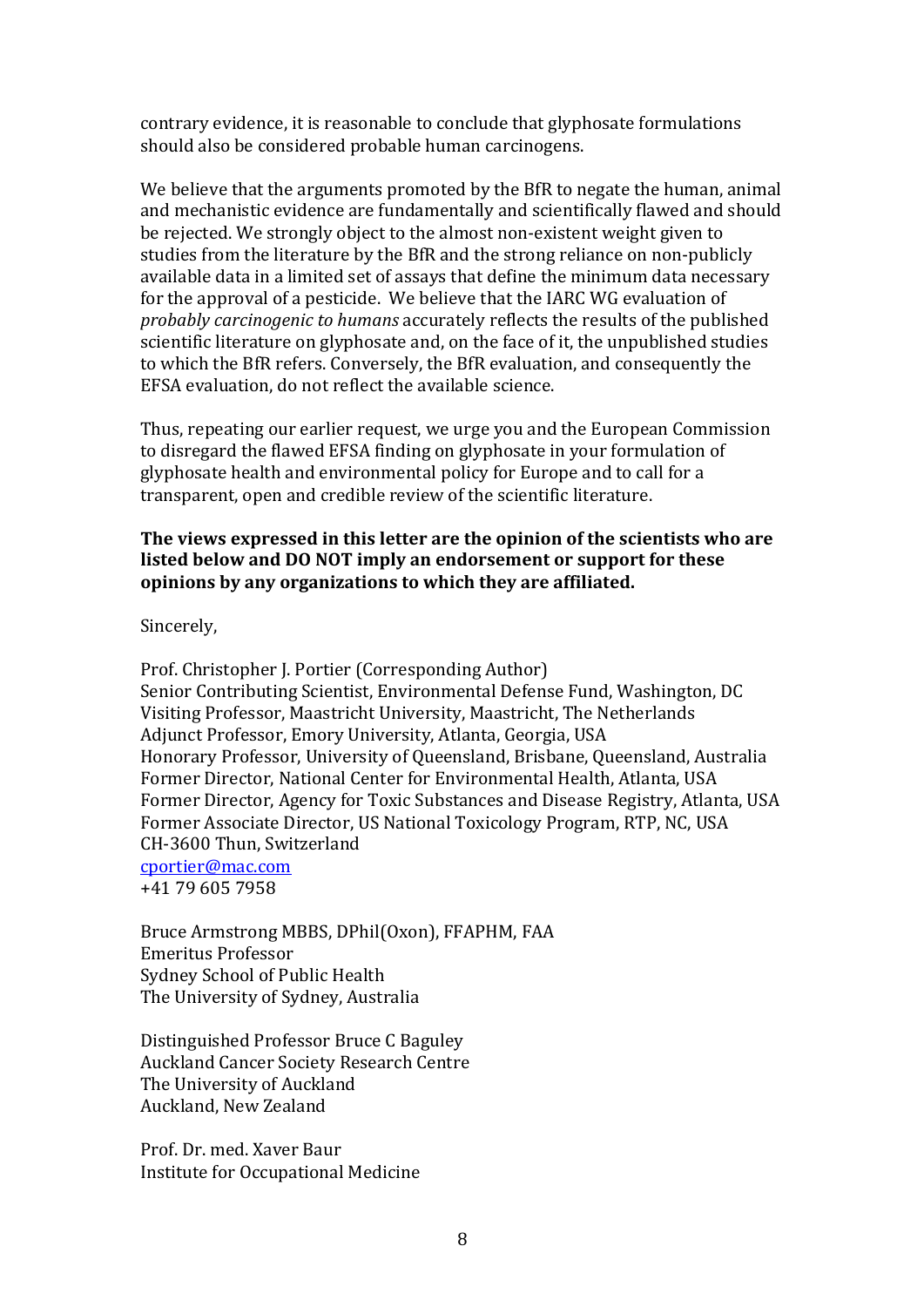contrary evidence, it is reasonable to conclude that glyphosate formulations should also be considered probable human carcinogens.

We believe that the arguments promoted by the BfR to negate the human, animal and mechanistic evidence are fundamentally and scientifically flawed and should be rejected. We strongly object to the almost non-existent weight given to studies from the literature by the BfR and the strong reliance on non-publicly available data in a limited set of assays that define the minimum data necessary for the approval of a pesticide. We believe that the IARC WG evaluation of *probably carcinogenic to humans* accurately reflects the results of the published scientific literature on glyphosate and, on the face of it, the unpublished studies to which the BfR refers. Conversely, the BfR evaluation, and consequently the EFSA evaluation, do not reflect the available science.

Thus, repeating our earlier request, we urge you and the European Commission to disregard the flawed EFSA finding on glyphosate in your formulation of glyphosate health and environmental policy for Europe and to call for a transparent, open and credible review of the scientific literature.

**The views expressed in this letter are the opinion of the scientists who are listed below and DO NOT imply an endorsement or support for these opinions by any organizations to which they are affiliated.**

Sincerely,

Prof. Christopher J. Portier (Corresponding Author)
Senior Contributing Scientist, Environmental Defense Fund, Washington, DC
Visiting Professor, Maastricht University, Maastricht, The Netherlands
Adjunct Professor, Emory University, Atlanta, Georgia, USA
Honorary Professor, University of Queensland, Brisbane, Queensland, Australia
Former Director, National Center for Environmental Health, Atlanta, USA
Former Director, Agency for Toxic Substances and Disease Registry, Atlanta, USA
Former Associate Director, US National Toxicology Program, RTP, NC, USA
CH-3600 Thun, Switzerland
cportier@mac.com
+41 79 605 7958

Bruce Armstrong MBBS, DPhil(Oxon), FFAPHM, FAA
Emeritus Professor
Sydney School of Public Health
The University of Sydney, Australia

Distinguished Professor Bruce C Baguley
Auckland Cancer Society Research Centre
The University of Auckland
Auckland, New Zealand

Prof. Dr. med. Xaver Baur
Institute for Occupational Medicine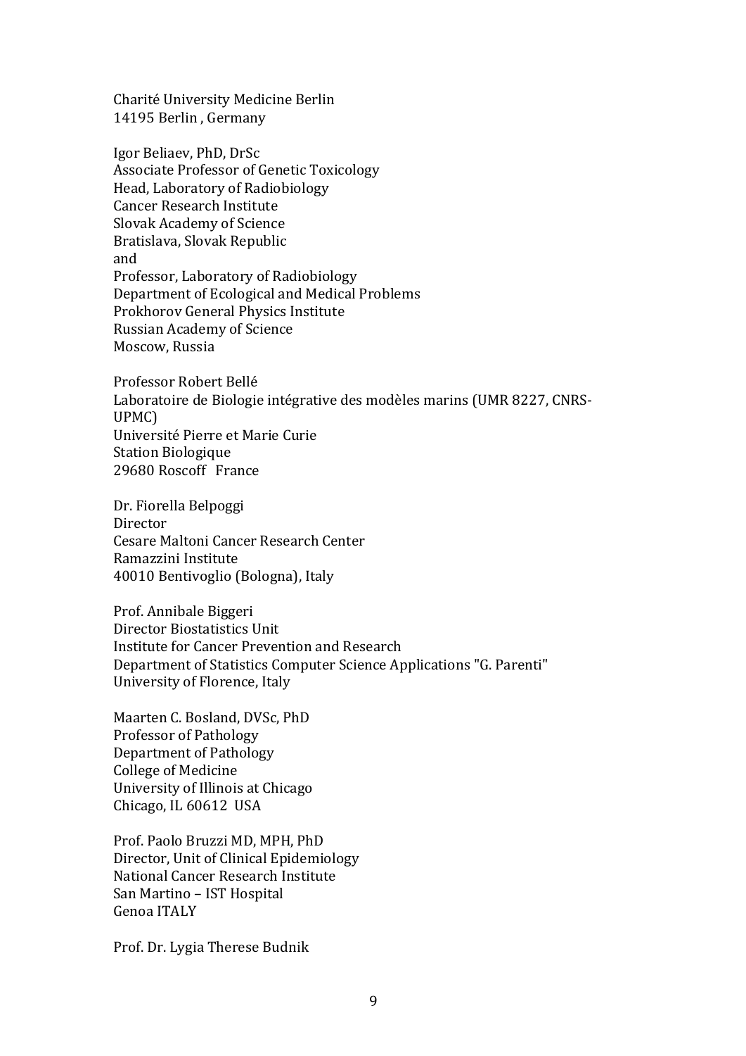Charité University Medicine Berlin
14195 Berlin , Germany

Igor Beliaev, PhD, DrSc
Associate Professor of Genetic Toxicology
Head, Laboratory of Radiobiology
Cancer Research Institute
Slovak Academy of Science
Bratislava, Slovak Republic
and
Professor, Laboratory of Radiobiology
Department of Ecological and Medical Problems
Prokhorov General Physics Institute
Russian Academy of Science
Moscow, Russia

Professor Robert Bellé
Laboratoire de Biologie intégrative des modèles marins (UMR 8227, CNRS-UPMC)
Université Pierre et Marie Curie
Station Biologique
29680 Roscoff France

Dr. Fiorella Belpoggi
Director
Cesare Maltoni Cancer Research Center
Ramazzini Institute
40010 Bentivoglio (Bologna), Italy

Prof. Annibale Biggeri
Director Biostatistics Unit
Institute for Cancer Prevention and Research
Department of Statistics Computer Science Applications "G. Parenti"
University of Florence, Italy

Maarten C. Bosland, DVSc, PhD
Professor of Pathology
Department of Pathology
College of Medicine
University of Illinois at Chicago
Chicago, IL 60612 USA

Prof. Paolo Bruzzi MD, MPH, PhD
Director, Unit of Clinical Epidemiology
National Cancer Research Institute
San Martino – IST Hospital
Genoa ITALY

Prof. Dr. Lygia Therese Budnik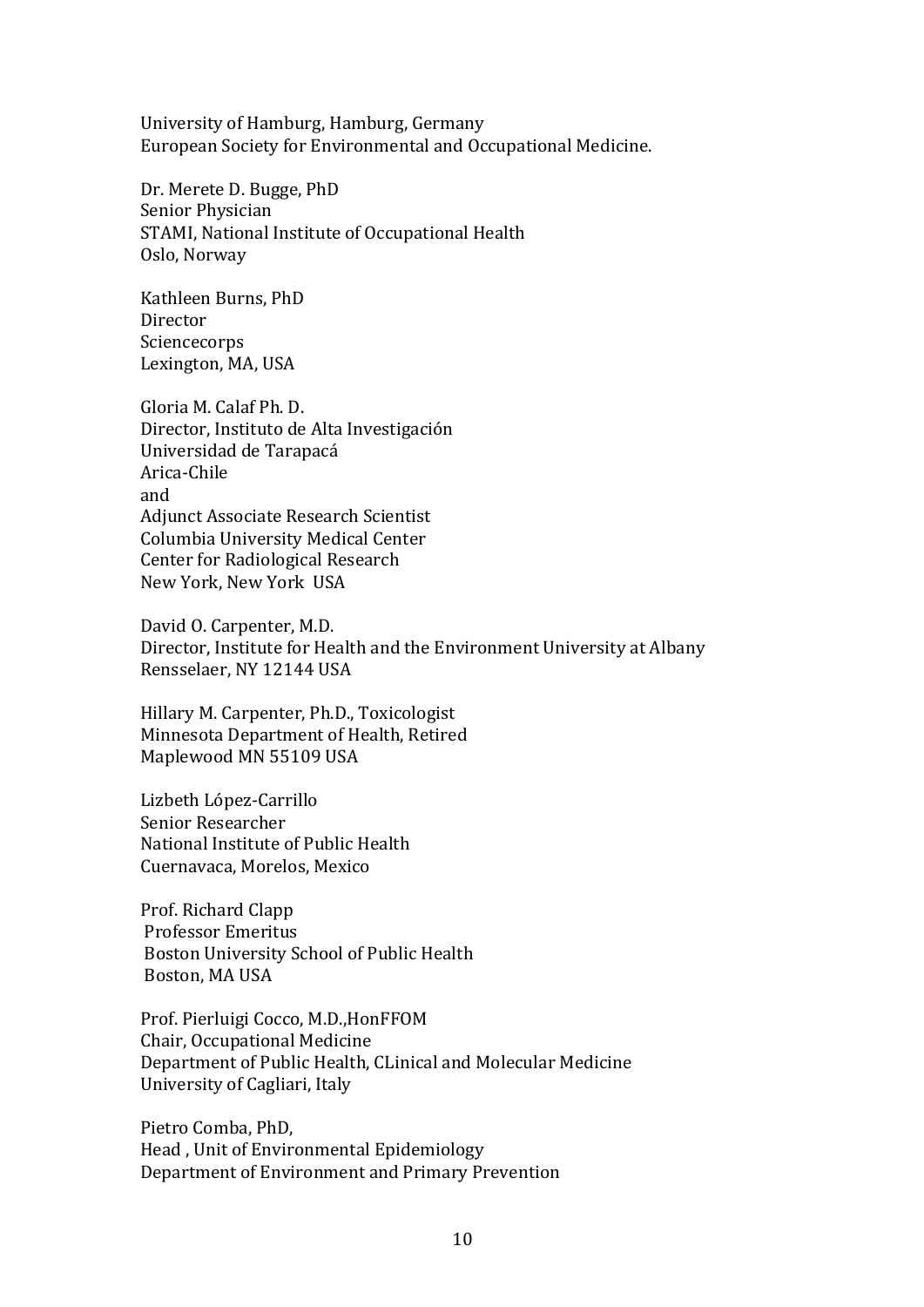University of Hamburg, Hamburg, Germany
European Society for Environmental and Occupational Medicine.

Dr. Merete D. Bugge, PhD
Senior Physician
STAMI, National Institute of Occupational Health
Oslo, Norway

Kathleen Burns, PhD
Director
Sciencecorps
Lexington, MA, USA

Gloria M. Calaf Ph. D.
Director, Instituto de Alta Investigación
Universidad de Tarapacá
Arica-Chile
and
Adjunct Associate Research Scientist
Columbia University Medical Center
Center for Radiological Research
New York, New York USA

David O. Carpenter, M.D.
Director, Institute for Health and the Environment University at Albany
Rensselaer, NY 12144 USA

Hillary M. Carpenter, Ph.D., Toxicologist
Minnesota Department of Health, Retired
Maplewood MN 55109 USA

Lizbeth López-Carrillo
Senior Researcher
National Institute of Public Health
Cuernavaca, Morelos, Mexico

Prof. Richard Clapp
Professor Emeritus
Boston University School of Public Health
Boston, MA USA

Prof. Pierluigi Cocco, M.D.,HonFFOM
Chair, Occupational Medicine
Department of Public Health, CLinical and Molecular Medicine
University of Cagliari, Italy

Pietro Comba, PhD,
Head , Unit of Environmental Epidemiology
Department of Environment and Primary Prevention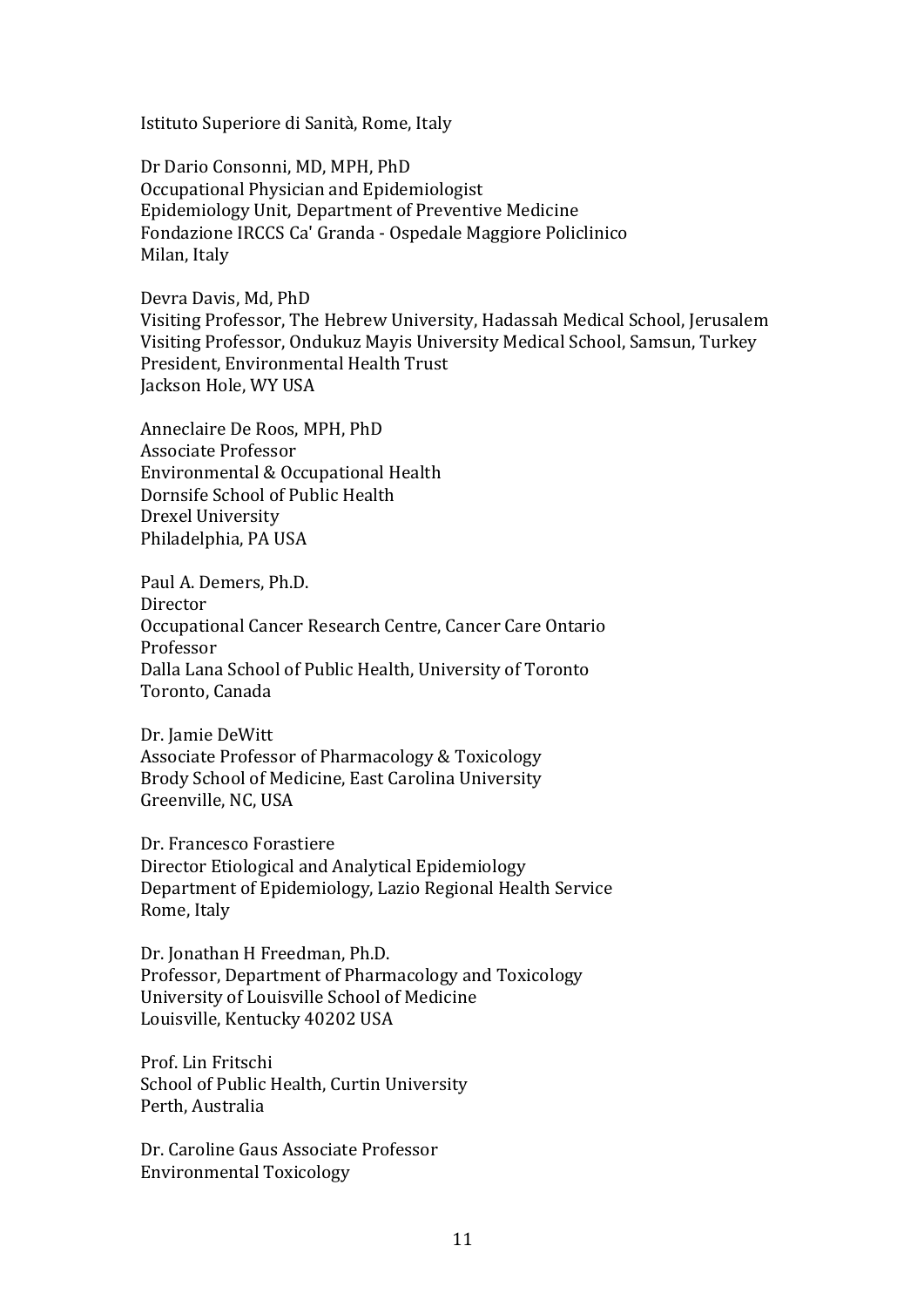Istituto Superiore di Sanità, Rome, Italy

Dr Dario Consonni, MD, MPH, PhD
Occupational Physician and Epidemiologist
Epidemiology Unit, Department of Preventive Medicine
Fondazione IRCCS Ca' Granda - Ospedale Maggiore Policlinico
Milan, Italy

Devra Davis, Md, PhD
Visiting Professor, The Hebrew University, Hadassah Medical School, Jerusalem
Visiting Professor, Ondukuz Mayis University Medical School, Samsun, Turkey
President, Environmental Health Trust
Jackson Hole, WY USA

Anneclaire De Roos, MPH, PhD
Associate Professor
Environmental & Occupational Health
Dornsife School of Public Health
Drexel University
Philadelphia, PA USA

Paul A. Demers, Ph.D.
Director
Occupational Cancer Research Centre, Cancer Care Ontario
Professor
Dalla Lana School of Public Health, University of Toronto
Toronto, Canada

Dr. Jamie DeWitt
Associate Professor of Pharmacology & Toxicology
Brody School of Medicine, East Carolina University
Greenville, NC, USA

Dr. Francesco Forastiere
Director Etiological and Analytical Epidemiology
Department of Epidemiology, Lazio Regional Health Service
Rome, Italy

Dr. Jonathan H Freedman, Ph.D.
Professor, Department of Pharmacology and Toxicology
University of Louisville School of Medicine
Louisville, Kentucky 40202 USA

Prof. Lin Fritschi
School of Public Health, Curtin University
Perth, Australia

Dr. Caroline Gaus Associate Professor
Environmental Toxicology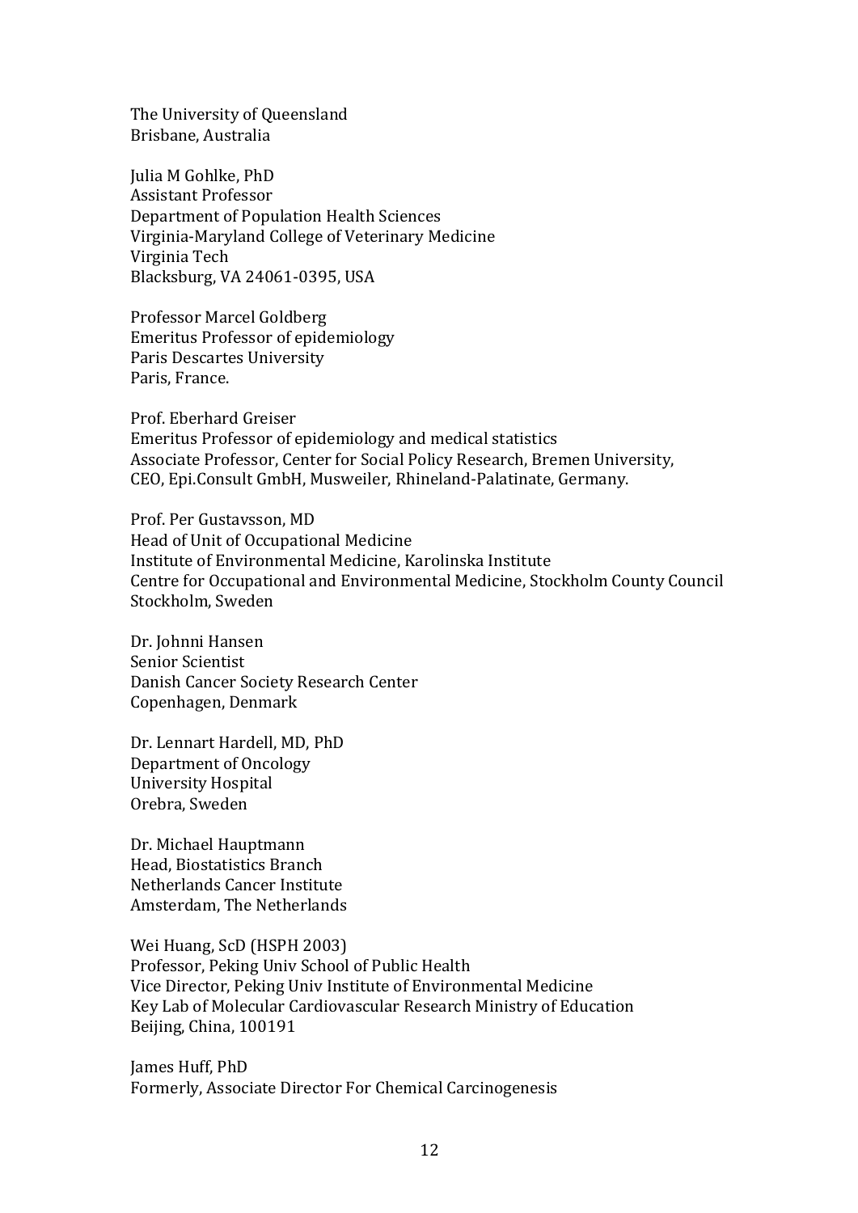The University of Queensland
Brisbane, Australia

Julia M Gohlke, PhD
Assistant Professor
Department of Population Health Sciences
Virginia-Maryland College of Veterinary Medicine
Virginia Tech
Blacksburg, VA 24061-0395, USA

Professor Marcel Goldberg
Emeritus Professor of epidemiology
Paris Descartes University
Paris, France.

Prof. Eberhard Greiser
Emeritus Professor of epidemiology and medical statistics
Associate Professor, Center for Social Policy Research, Bremen University,
CEO, Epi.Consult GmbH, Musweiler, Rhineland-Palatinate, Germany.

Prof. Per Gustavsson, MD
Head of Unit of Occupational Medicine
Institute of Environmental Medicine, Karolinska Institute
Centre for Occupational and Environmental Medicine, Stockholm County Council
Stockholm, Sweden

Dr. Johnni Hansen
Senior Scientist
Danish Cancer Society Research Center
Copenhagen, Denmark

Dr. Lennart Hardell, MD, PhD
Department of Oncology
University Hospital
Orebra, Sweden

Dr. Michael Hauptmann
Head, Biostatistics Branch
Netherlands Cancer Institute
Amsterdam, The Netherlands

Wei Huang, ScD (HSPH 2003)
Professor, Peking Univ School of Public Health
Vice Director, Peking Univ Institute of Environmental Medicine
Key Lab of Molecular Cardiovascular Research Ministry of Education
Beijing, China, 100191

James Huff, PhD
Formerly, Associate Director For Chemical Carcinogenesis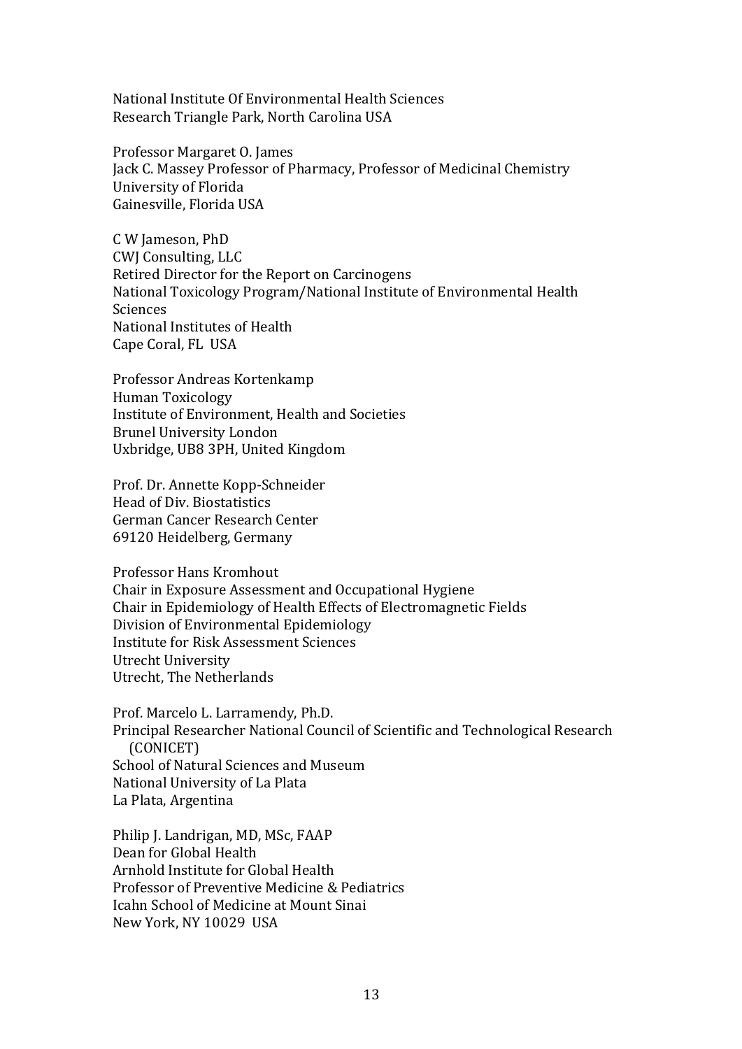National Institute Of Environmental Health Sciences
Research Triangle Park, North Carolina USA

Professor Margaret O. James
Jack C. Massey Professor of Pharmacy, Professor of Medicinal Chemistry
University of Florida
Gainesville, Florida USA

C W Jameson, PhD
CWJ Consulting, LLC
Retired Director for the Report on Carcinogens
National Toxicology Program/National Institute of Environmental Health Sciences
National Institutes of Health
Cape Coral, FL USA

Professor Andreas Kortenkamp
Human Toxicology
Institute of Environment, Health and Societies
Brunel University London
Uxbridge, UB8 3PH, United Kingdom

Prof. Dr. Annette Kopp-Schneider
Head of Div. Biostatistics
German Cancer Research Center
69120 Heidelberg, Germany

Professor Hans Kromhout
Chair in Exposure Assessment and Occupational Hygiene
Chair in Epidemiology of Health Effects of Electromagnetic Fields
Division of Environmental Epidemiology
Institute for Risk Assessment Sciences
Utrecht University
Utrecht, The Netherlands

Prof. Marcelo L. Larramendy, Ph.D.
Principal Researcher National Council of Scientific and Technological Research (CONICET)
School of Natural Sciences and Museum
National University of La Plata
La Plata, Argentina

Philip J. Landrigan, MD, MSc, FAAP
Dean for Global Health
Arnhold Institute for Global Health
Professor of Preventive Medicine & Pediatrics
Icahn School of Medicine at Mount Sinai
New York, NY 10029 USA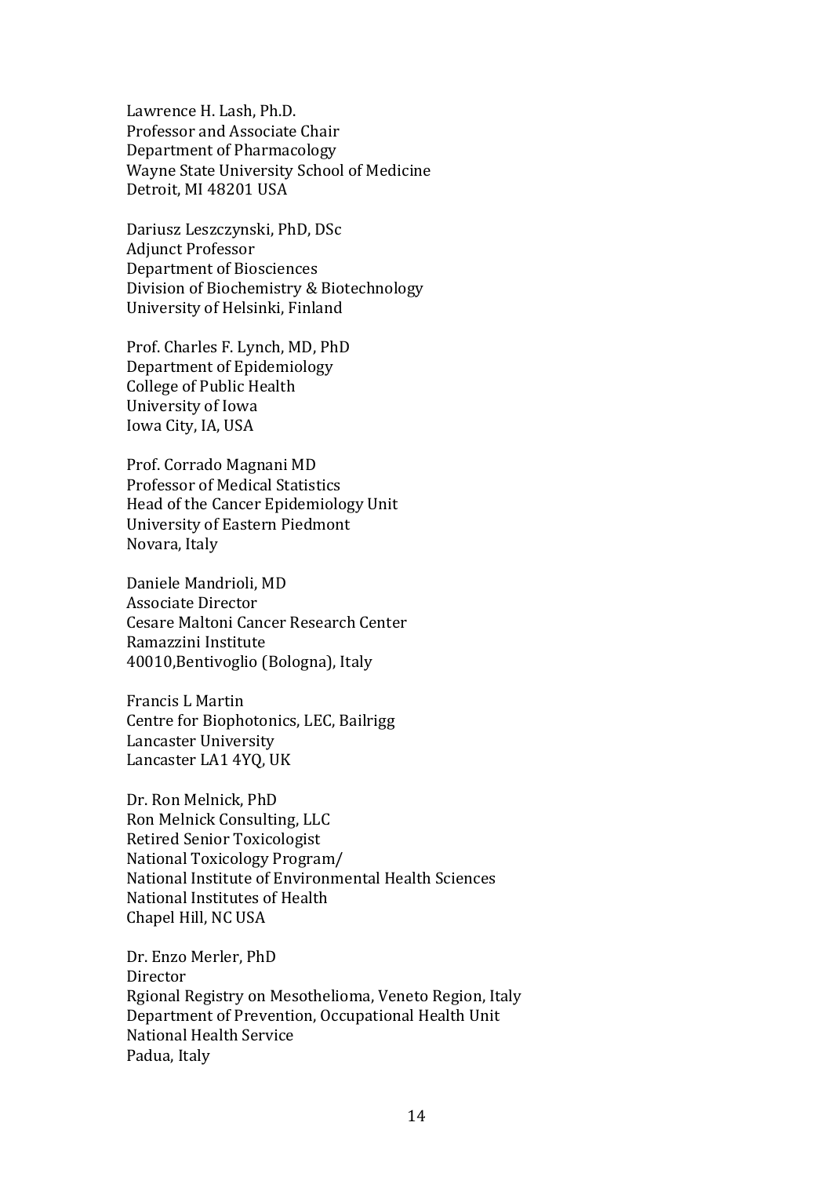Lawrence H. Lash, Ph.D.
Professor and Associate Chair
Department of Pharmacology
Wayne State University School of Medicine
Detroit, MI 48201 USA

Dariusz Leszczynski, PhD, DSc
Adjunct Professor
Department of Biosciences
Division of Biochemistry & Biotechnology
University of Helsinki, Finland

Prof. Charles F. Lynch, MD, PhD
Department of Epidemiology
College of Public Health
University of Iowa
Iowa City, IA, USA

Prof. Corrado Magnani MD
Professor of Medical Statistics
Head of the Cancer Epidemiology Unit
University of Eastern Piedmont
Novara, Italy

Daniele Mandrioli, MD
Associate Director
Cesare Maltoni Cancer Research Center
Ramazzini Institute
40010,Bentivoglio (Bologna), Italy

Francis L Martin
Centre for Biophotonics, LEC, Bailrigg
Lancaster University
Lancaster LA1 4YQ, UK

Dr. Ron Melnick, PhD
Ron Melnick Consulting, LLC
Retired Senior Toxicologist
National Toxicology Program/
National Institute of Environmental Health Sciences
National Institutes of Health
Chapel Hill, NC USA

Dr. Enzo Merler, PhD
Director
Rgional Registry on Mesothelioma, Veneto Region, Italy
Department of Prevention, Occupational Health Unit
National Health Service
Padua, Italy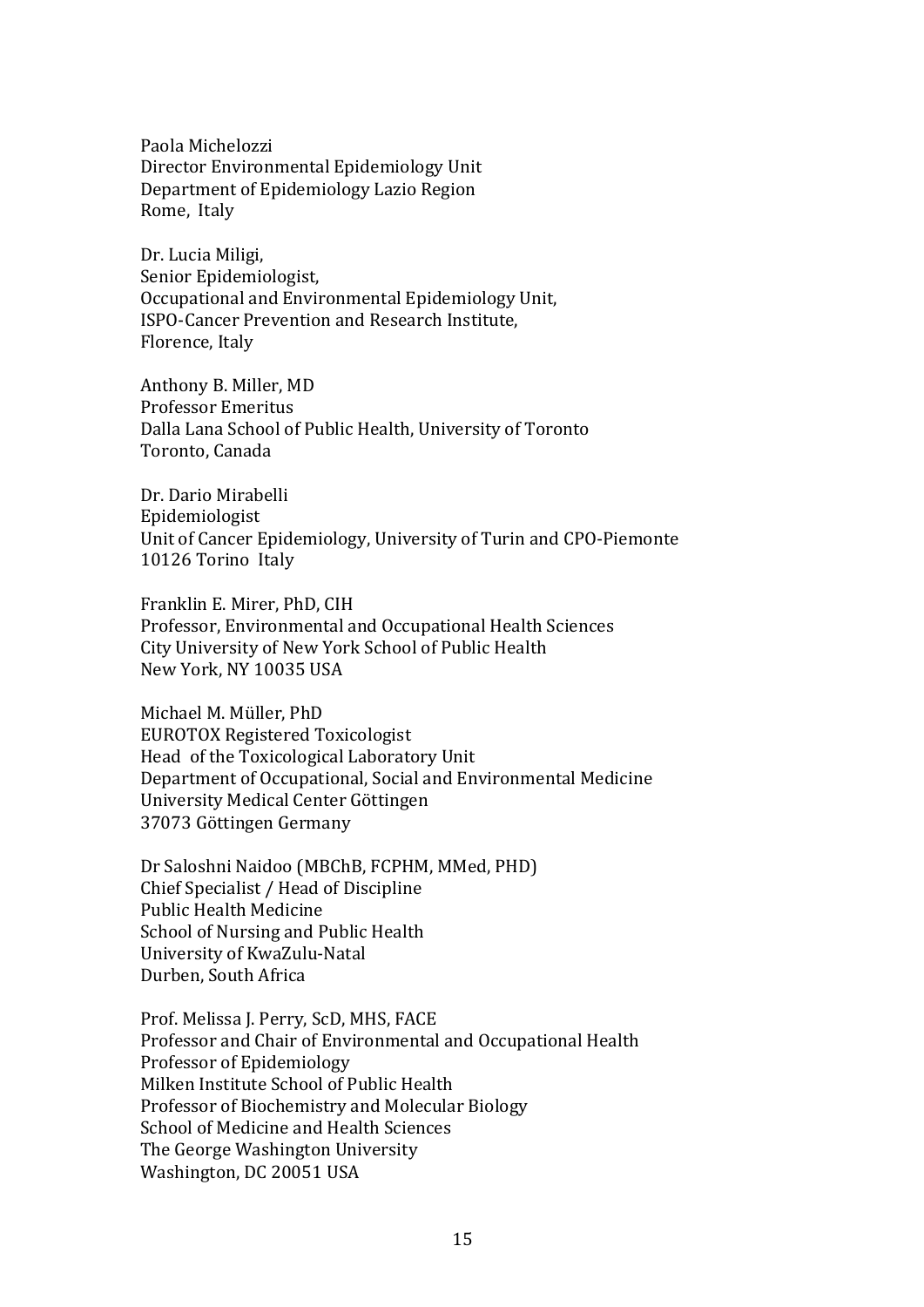Paola Michelozzi
Director Environmental Epidemiology Unit
Department of Epidemiology Lazio Region
Rome, Italy

Dr. Lucia Miligi,
Senior Epidemiologist,
Occupational and Environmental Epidemiology Unit,
ISPO-Cancer Prevention and Research Institute,
Florence, Italy

Anthony B. Miller, MD
Professor Emeritus
Dalla Lana School of Public Health, University of Toronto
Toronto, Canada

Dr. Dario Mirabelli
Epidemiologist
Unit of Cancer Epidemiology, University of Turin and CPO-Piemonte
10126 Torino Italy

Franklin E. Mirer, PhD, CIH
Professor, Environmental and Occupational Health Sciences
City University of New York School of Public Health
New York, NY 10035 USA

Michael M. Müller, PhD
EUROTOX Registered Toxicologist
Head of the Toxicological Laboratory Unit
Department of Occupational, Social and Environmental Medicine
University Medical Center Göttingen
37073 Göttingen Germany

Dr Saloshni Naidoo (MBChB, FCPHM, MMed, PHD)
Chief Specialist / Head of Discipline
Public Health Medicine
School of Nursing and Public Health
University of KwaZulu-Natal
Durben, South Africa

Prof. Melissa J. Perry, ScD, MHS, FACE
Professor and Chair of Environmental and Occupational Health
Professor of Epidemiology
Milken Institute School of Public Health
Professor of Biochemistry and Molecular Biology
School of Medicine and Health Sciences
The George Washington University
Washington, DC 20051 USA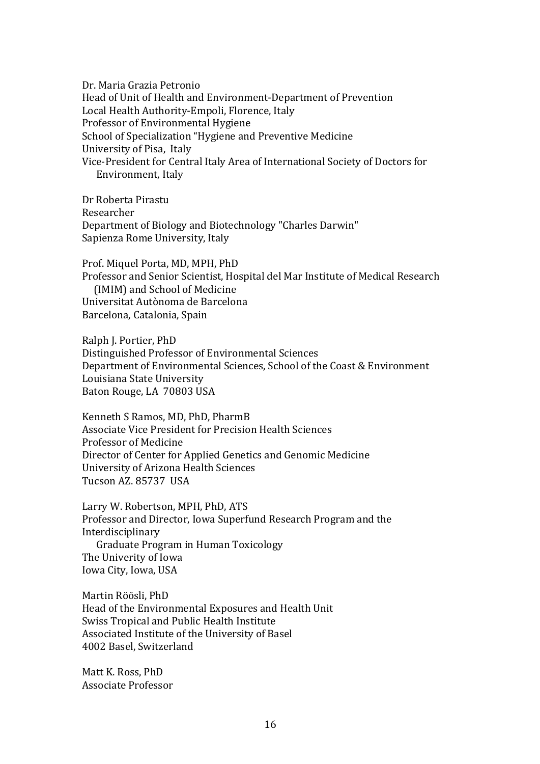Dr. Maria Grazia Petronio
Head of Unit of Health and Environment-Department of Prevention
Local Health Authority-Empoli, Florence, Italy
Professor of Environmental Hygiene
School of Specialization "Hygiene and Preventive Medicine
University of Pisa, Italy
Vice-President for Central Italy Area of International Society of Doctors for Environment, Italy

Dr Roberta Pirastu
Researcher
Department of Biology and Biotechnology "Charles Darwin"
Sapienza Rome University, Italy

Prof. Miquel Porta, MD, MPH, PhD
Professor and Senior Scientist, Hospital del Mar Institute of Medical Research (IMIM) and School of Medicine
Universitat Autònoma de Barcelona
Barcelona, Catalonia, Spain

Ralph J. Portier, PhD
Distinguished Professor of Environmental Sciences
Department of Environmental Sciences, School of the Coast & Environment
Louisiana State University
Baton Rouge, LA 70803 USA

Kenneth S Ramos, MD, PhD, PharmB
Associate Vice President for Precision Health Sciences
Professor of Medicine
Director of Center for Applied Genetics and Genomic Medicine
University of Arizona Health Sciences
Tucson AZ. 85737 USA

Larry W. Robertson, MPH, PhD, ATS
Professor and Director, Iowa Superfund Research Program and the Interdisciplinary Graduate Program in Human Toxicology
The Univerity of Iowa
Iowa City, Iowa, USA

Martin Röösli, PhD
Head of the Environmental Exposures and Health Unit
Swiss Tropical and Public Health Institute
Associated Institute of the University of Basel
4002 Basel, Switzerland

Matt K. Ross, PhD
Associate Professor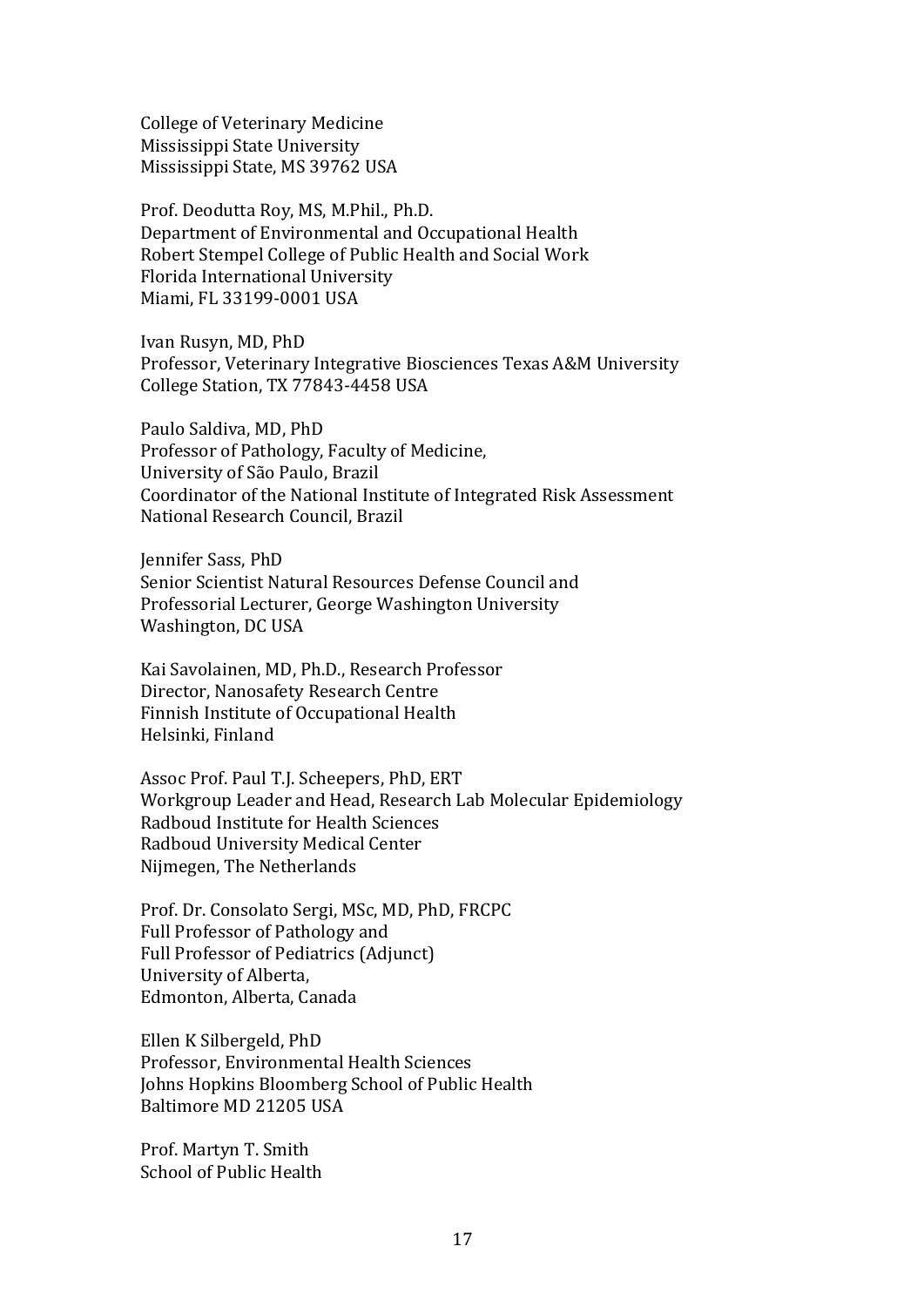College of Veterinary Medicine
Mississippi State University
Mississippi State, MS 39762 USA

Prof. Deodutta Roy, MS, M.Phil., Ph.D.
Department of Environmental and Occupational Health
Robert Stempel College of Public Health and Social Work
Florida International University
Miami, FL 33199-0001 USA

Ivan Rusyn, MD, PhD
Professor, Veterinary Integrative Biosciences Texas A&M University
College Station, TX 77843-4458 USA

Paulo Saldiva, MD, PhD
Professor of Pathology, Faculty of Medicine,
University of São Paulo, Brazil
Coordinator of the National Institute of Integrated Risk Assessment
National Research Council, Brazil

Jennifer Sass, PhD
Senior Scientist Natural Resources Defense Council and
Professorial Lecturer, George Washington University
Washington, DC USA

Kai Savolainen, MD, Ph.D., Research Professor
Director, Nanosafety Research Centre
Finnish Institute of Occupational Health
Helsinki, Finland

Assoc Prof. Paul T.J. Scheepers, PhD, ERT
Workgroup Leader and Head, Research Lab Molecular Epidemiology
Radboud Institute for Health Sciences
Radboud University Medical Center
Nijmegen, The Netherlands

Prof. Dr. Consolato Sergi, MSc, MD, PhD, FRCPC
Full Professor of Pathology and
Full Professor of Pediatrics (Adjunct)
University of Alberta,
Edmonton, Alberta, Canada

Ellen K Silbergeld, PhD
Professor, Environmental Health Sciences
Johns Hopkins Bloomberg School of Public Health
Baltimore MD 21205 USA

Prof. Martyn T. Smith
School of Public Health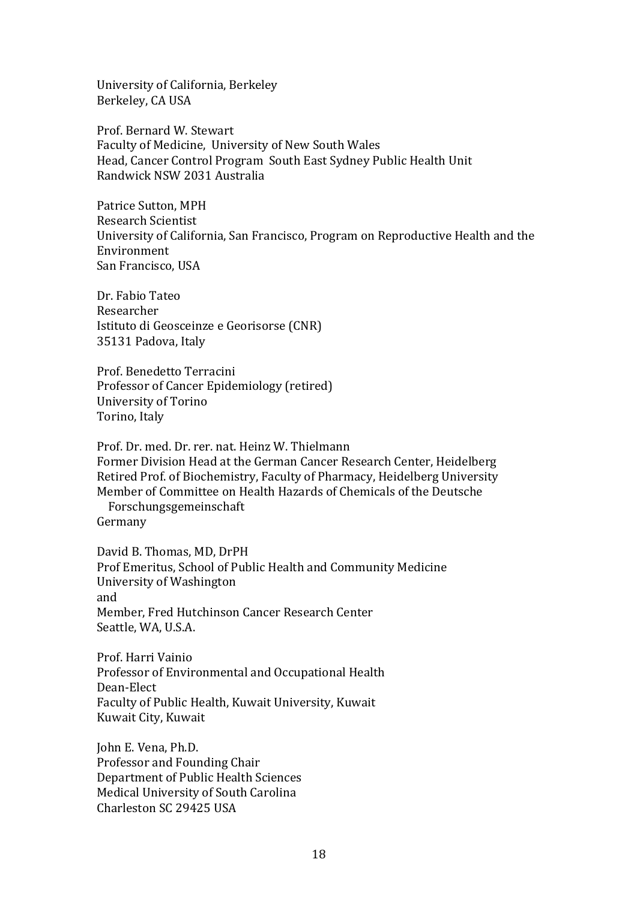University of California, Berkeley
Berkeley, CA USA

Prof. Bernard W. Stewart
Faculty of Medicine, University of New South Wales
Head, Cancer Control Program South East Sydney Public Health Unit
Randwick NSW 2031 Australia

Patrice Sutton, MPH
Research Scientist
University of California, San Francisco, Program on Reproductive Health and the Environment
San Francisco, USA

Dr. Fabio Tateo
Researcher
Istituto di Geosceinze e Georisorse (CNR)
35131 Padova, Italy

Prof. Benedetto Terracini
Professor of Cancer Epidemiology (retired)
University of Torino
Torino, Italy

Prof. Dr. med. Dr. rer. nat. Heinz W. Thielmann
Former Division Head at the German Cancer Research Center, Heidelberg
Retired Prof. of Biochemistry, Faculty of Pharmacy, Heidelberg University
Member of Committee on Health Hazards of Chemicals of the Deutsche Forschungsgemeinschaft
Germany

David B. Thomas, MD, DrPH
Prof Emeritus, School of Public Health and Community Medicine
University of Washington
and
Member, Fred Hutchinson Cancer Research Center
Seattle, WA, U.S.A.

Prof. Harri Vainio
Professor of Environmental and Occupational Health
Dean-Elect
Faculty of Public Health, Kuwait University, Kuwait
Kuwait City, Kuwait

John E. Vena, Ph.D.
Professor and Founding Chair
Department of Public Health Sciences
Medical University of South Carolina
Charleston SC 29425 USA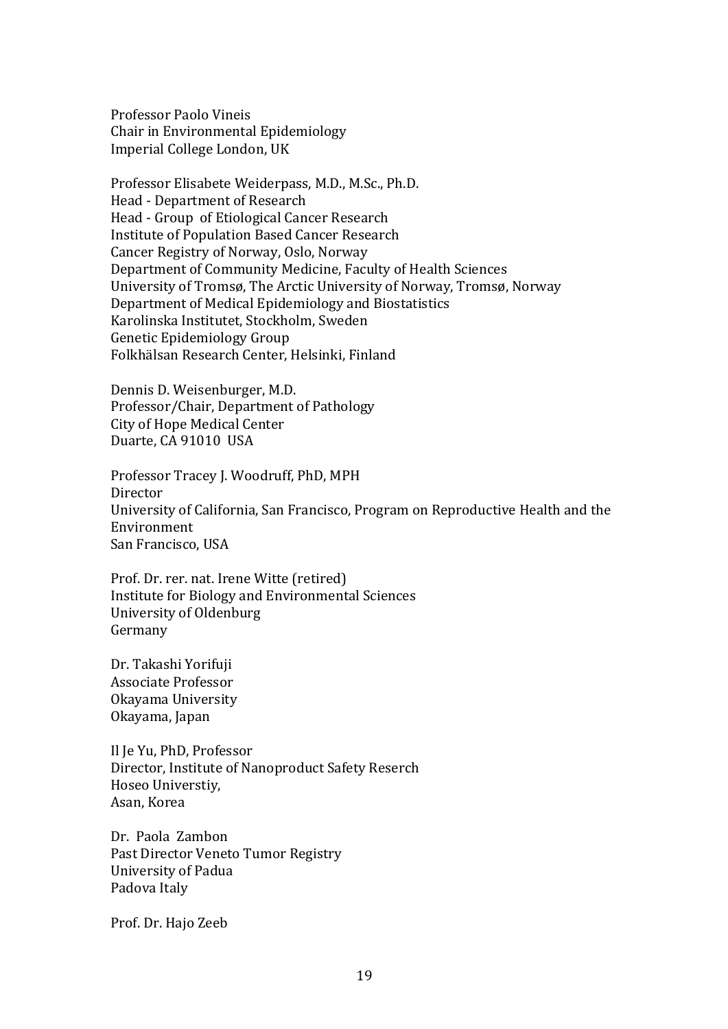Professor Paolo Vineis
Chair in Environmental Epidemiology
Imperial College London, UK

Professor Elisabete Weiderpass, M.D., M.Sc., Ph.D.
Head - Department of Research
Head - Group of Etiological Cancer Research
Institute of Population Based Cancer Research
Cancer Registry of Norway, Oslo, Norway
Department of Community Medicine, Faculty of Health Sciences
University of Tromsø, The Arctic University of Norway, Tromsø, Norway
Department of Medical Epidemiology and Biostatistics
Karolinska Institutet, Stockholm, Sweden
Genetic Epidemiology Group
Folkhälsan Research Center, Helsinki, Finland

Dennis D. Weisenburger, M.D.
Professor/Chair, Department of Pathology
City of Hope Medical Center
Duarte, CA 91010 USA

Professor Tracey J. Woodruff, PhD, MPH
Director
University of California, San Francisco, Program on Reproductive Health and the Environment
San Francisco, USA

Prof. Dr. rer. nat. Irene Witte (retired)
Institute for Biology and Environmental Sciences
University of Oldenburg
Germany

Dr. Takashi Yorifuji
Associate Professor
Okayama University
Okayama, Japan

Il Je Yu, PhD, Professor
Director, Institute of Nanoproduct Safety Reserch
Hoseo Universtiy,
Asan, Korea

Dr. Paola Zambon
Past Director Veneto Tumor Registry
University of Padua
Padova Italy

Prof. Dr. Hajo Zeeb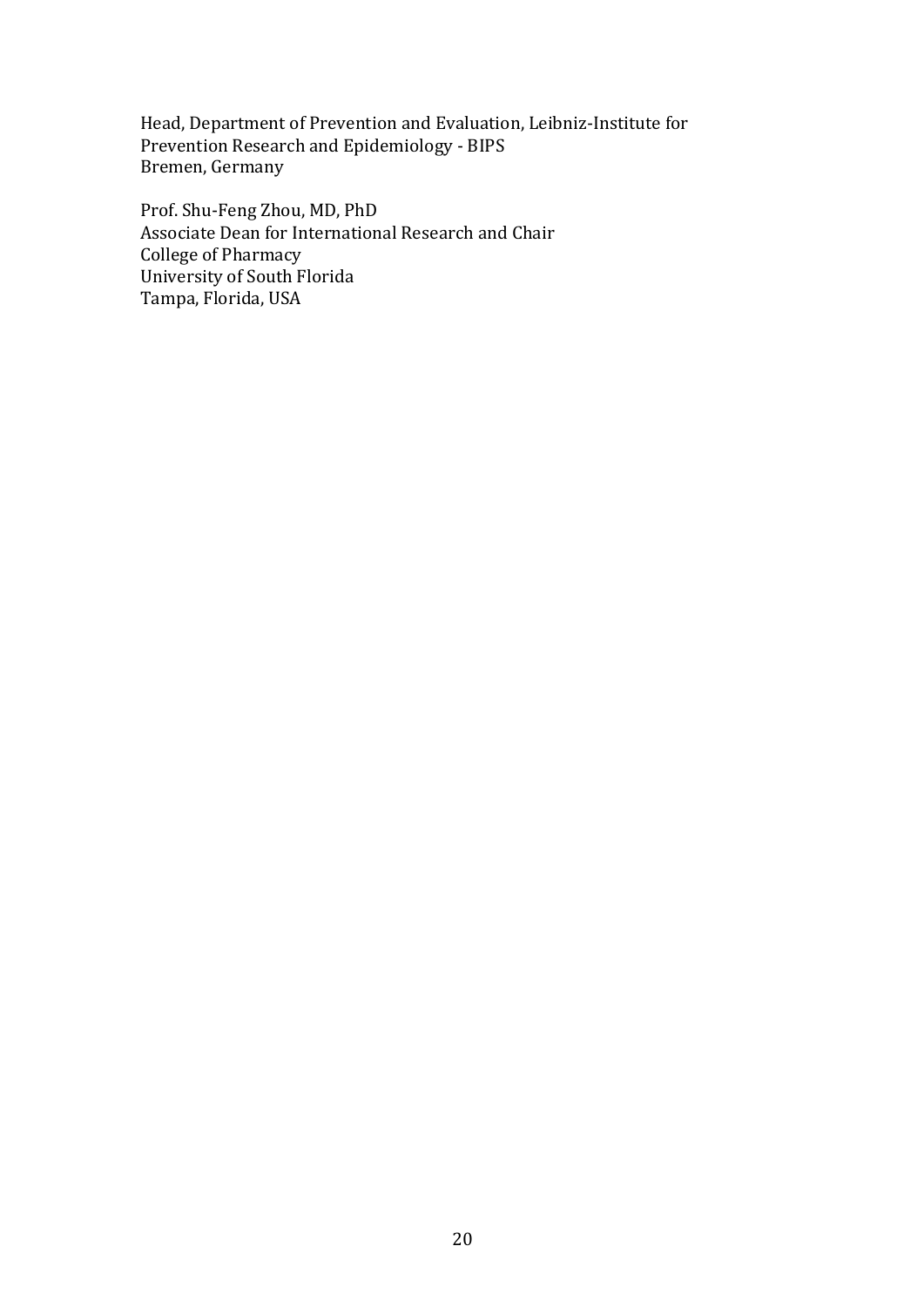Head, Department of Prevention and Evaluation, Leibniz-Institute for Prevention Research and Epidemiology - BIPS
Bremen, Germany

Prof. Shu-Feng Zhou, MD, PhD
Associate Dean for International Research and Chair
College of Pharmacy
University of South Florida
Tampa, Florida, USA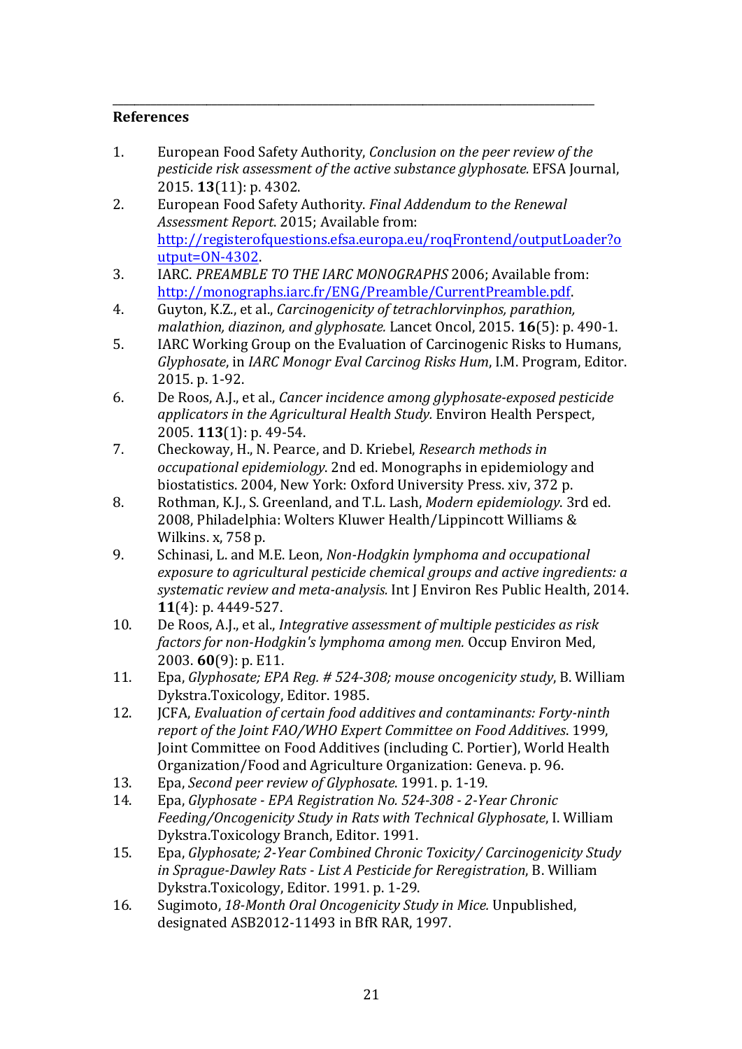## References

1. European Food Safety Authority, *Conclusion on the peer review of the pesticide risk assessment of the active substance glyphosate.* EFSA Journal, 2015. **13**(11): p. 4302.
2. European Food Safety Authority. *Final Addendum to the Renewal Assessment Report.* 2015; Available from: [http://registerofquestions.efsa.europa.eu/roqFrontend/outputLoader?output=ON-4302](http://registerofquestions.efsa.europa.eu/roqFrontend/outputLoader?output=ON-4302).
3. IARC. *PREAMBLE TO THE IARC MONOGRAPHS* 2006; Available from: [http://monographs.iarc.fr/ENG/Preamble/CurrentPreamble.pdf](http://monographs.iarc.fr/ENG/Preamble/CurrentPreamble.pdf).
4. Guyton, K.Z., et al., *Carcinogenicity of tetrachlorvinphos, parathion, malathion, diazinon, and glyphosate.* Lancet Oncol, 2015. **16**(5): p. 490-1.
5. IARC Working Group on the Evaluation of Carcinogenic Risks to Humans, *Glyphosate*, in *IARC Monogr Eval Carcinog Risks Hum*, I.M. Program, Editor. 2015. p. 1-92.
6. De Roos, A.J., et al., *Cancer incidence among glyphosate-exposed pesticide applicators in the Agricultural Health Study.* Environ Health Perspect, 2005. **113**(1): p. 49-54.
7. Checkoway, H., N. Pearce, and D. Kriebel, *Research methods in occupational epidemiology.* 2nd ed. Monographs in epidemiology and biostatistics. 2004, New York: Oxford University Press. xiv, 372 p.
8. Rothman, K.J., S. Greenland, and T.L. Lash, *Modern epidemiology.* 3rd ed. 2008, Philadelphia: Wolters Kluwer Health/Lippincott Williams & Wilkins. x, 758 p.
9. Schinasi, L. and M.E. Leon, *Non-Hodgkin lymphoma and occupational exposure to agricultural pesticide chemical groups and active ingredients: a systematic review and meta-analysis.* Int J Environ Res Public Health, 2014. **11**(4): p. 4449-527.
10. De Roos, A.J., et al., *Integrative assessment of multiple pesticides as risk factors for non-Hodgkin's lymphoma among men.* Occup Environ Med, 2003. **60**(9): p. E11.
11. Epa, *Glyphosate; EPA Reg. # 524-308; mouse oncogenicity study*, B. William Dykstra.Toxicology, Editor. 1985.
12. JCFA, *Evaluation of certain food additives and contaminants: Forty-ninth report of the Joint FAO/WHO Expert Committee on Food Additives.* 1999, Joint Committee on Food Additives (including C. Portier), World Health Organization/Food and Agriculture Organization: Geneva. p. 96.
13. Epa, *Second peer review of Glyphosate.* 1991. p. 1-19.
14. Epa, *Glyphosate - EPA Registration No. 524-308 - 2-Year Chronic Feeding/Oncogenicity Study in Rats with Technical Glyphosate*, I. William Dykstra.Toxicology Branch, Editor. 1991.
15. Epa, *Glyphosate; 2-Year Combined Chronic Toxicity/ Carcinogenicity Study in Sprague-Dawley Rats - List A Pesticide for Reregistration*, B. William Dykstra.Toxicology, Editor. 1991. p. 1-29.
16. Sugimoto, *18-Month Oral Oncogenicity Study in Mice.* Unpublished, designated ASB2012-11493 in BfR RAR, 1997.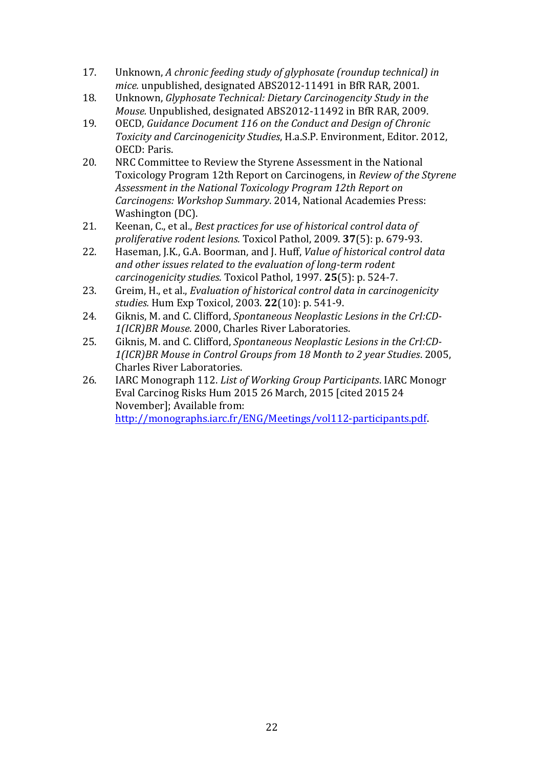17. Unknown, *A chronic feeding study of glyphosate (roundup technical) in mice.* unpublished, designated ABS2012-11491 in BfR RAR, 2001.
18. Unknown, *Glyphosate Technical: Dietary Carcinogencity Study in the Mouse.* Unpublished, designated ABS2012-11492 in BfR RAR, 2009.
19. OECD, *Guidance Document 116 on the Conduct and Design of Chronic Toxicity and Carcinogenicity Studies*, H.a.S.P. Environment, Editor. 2012, OECD: Paris.
20. NRC Committee to Review the Styrene Assessment in the National Toxicology Program 12th Report on Carcinogens, in *Review of the Styrene Assessment in the National Toxicology Program 12th Report on Carcinogens: Workshop Summary*. 2014, National Academies Press: Washington (DC).
21. Keenan, C., et al., *Best practices for use of historical control data of proliferative rodent lesions.* Toxicol Pathol, 2009. **37**(5): p. 679-93.
22. Haseman, J.K., G.A. Boorman, and J. Huff, *Value of historical control data and other issues related to the evaluation of long-term rodent carcinogenicity studies.* Toxicol Pathol, 1997. **25**(5): p. 524-7.
23. Greim, H., et al., *Evaluation of historical control data in carcinogenicity studies.* Hum Exp Toxicol, 2003. **22**(10): p. 541-9.
24. Giknis, M. and C. Clifford, *Spontaneous Neoplastic Lesions in the CrI:CD-1(ICR)BR Mouse*. 2000, Charles River Laboratories.
25. Giknis, M. and C. Clifford, *Spontaneous Neoplastic Lesions in the CrI:CD-1(ICR)BR Mouse in Control Groups from 18 Month to 2 year Studies*. 2005, Charles River Laboratories.
26. IARC Monograph 112. *List of Working Group Participants*. IARC Monogr Eval Carcinog Risks Hum 2015 26 March, 2015 [cited 2015 24 November]; Available from: http://monographs.iarc.fr/ENG/Meetings/vol112-participants.pdf.